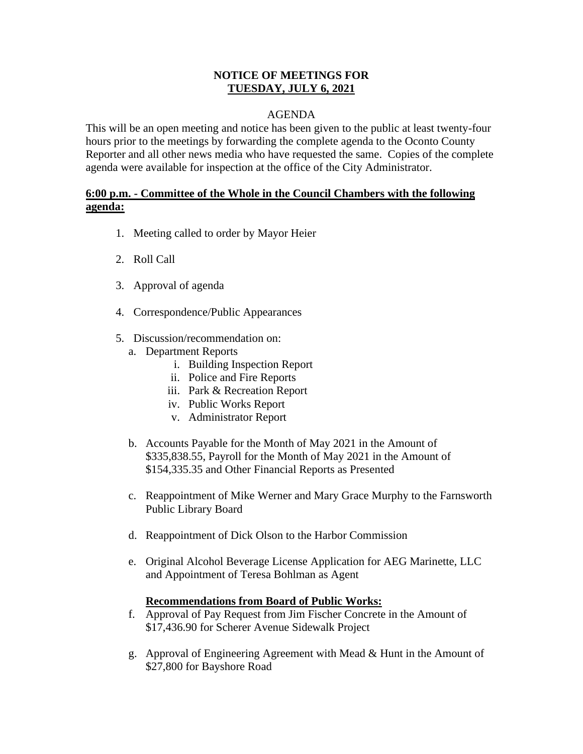**NOTICE OF MEETINGS FOR**
**<u>TUESDAY, JULY 6, 2021</u>**

AGENDA

This will be an open meeting and notice has been given to the public at least twenty-four hours prior to the meetings by forwarding the complete agenda to the Oconto County Reporter and all other news media who have requested the same. Copies of the complete agenda were available for inspection at the office of the City Administrator.

**<u>6:00 p.m. - Committee of the Whole in the Council Chambers with the following agenda:</u>**

1. Meeting called to order by Mayor Heier

2. Roll Call

3. Approval of agenda

4. Correspondence/Public Appearances

5. Discussion/recommendation on:
   a. Department Reports
      i. Building Inspection Report
      ii. Police and Fire Reports
      iii. Park & Recreation Report
      iv. Public Works Report
      v. Administrator Report

   b. Accounts Payable for the Month of May 2021 in the Amount of $335,838.55, Payroll for the Month of May 2021 in the Amount of $154,335.35 and Other Financial Reports as Presented

   c. Reappointment of Mike Werner and Mary Grace Murphy to the Farnsworth Public Library Board

   d. Reappointment of Dick Olson to the Harbor Commission

   e. Original Alcohol Beverage License Application for AEG Marinette, LLC and Appointment of Teresa Bohlman as Agent

   **<u>Recommendations from Board of Public Works:</u>**

   f. Approval of Pay Request from Jim Fischer Concrete in the Amount of $17,436.90 for Scherer Avenue Sidewalk Project

   g. Approval of Engineering Agreement with Mead & Hunt in the Amount of $27,800 for Bayshore Road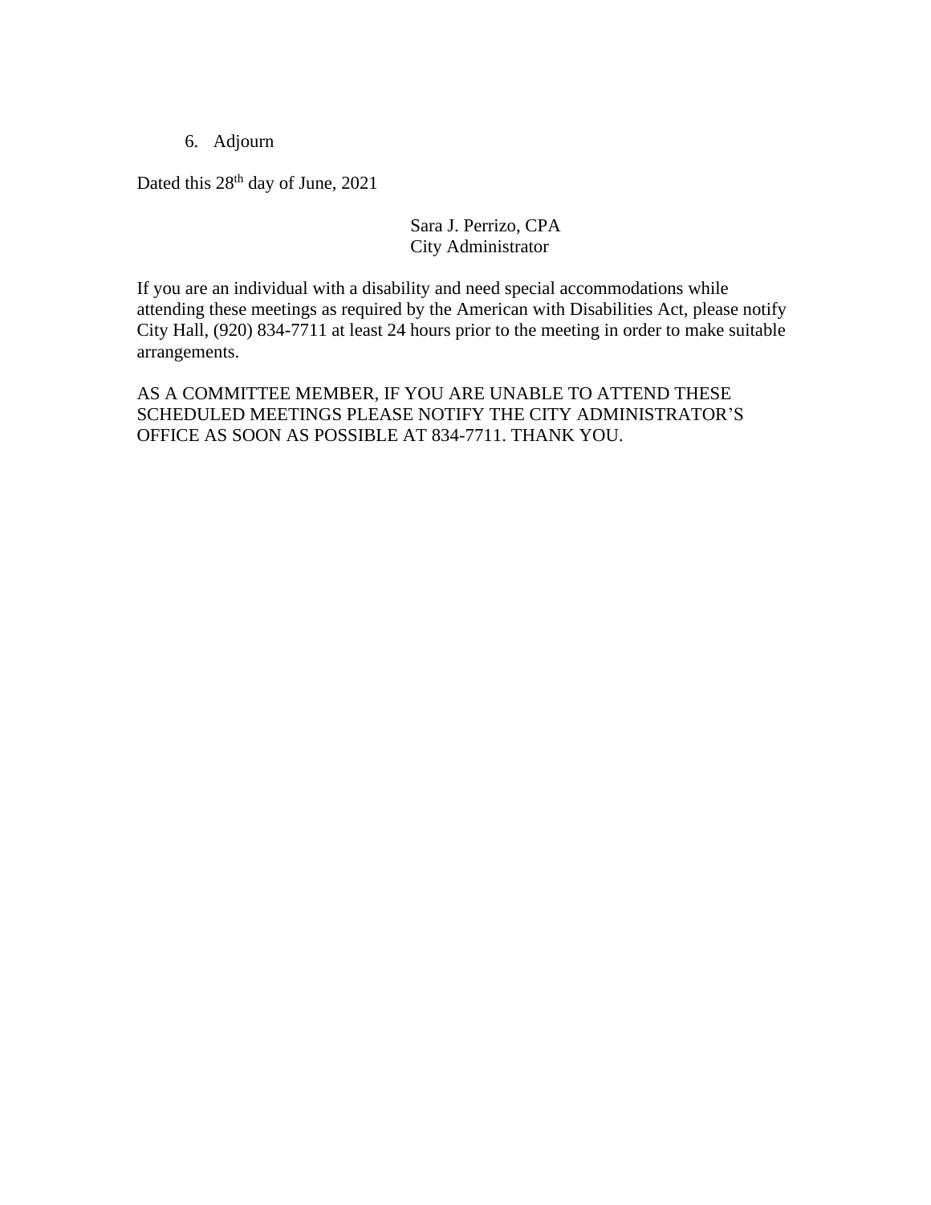6. Adjourn

Dated this 28th day of June, 2021

Sara J. Perrizo, CPA
City Administrator

If you are an individual with a disability and need special accommodations while attending these meetings as required by the American with Disabilities Act, please notify City Hall, (920) 834-7711 at least 24 hours prior to the meeting in order to make suitable arrangements.

AS A COMMITTEE MEMBER, IF YOU ARE UNABLE TO ATTEND THESE SCHEDULED MEETINGS PLEASE NOTIFY THE CITY ADMINISTRATOR'S OFFICE AS SOON AS POSSIBLE AT 834-7711. THANK YOU.